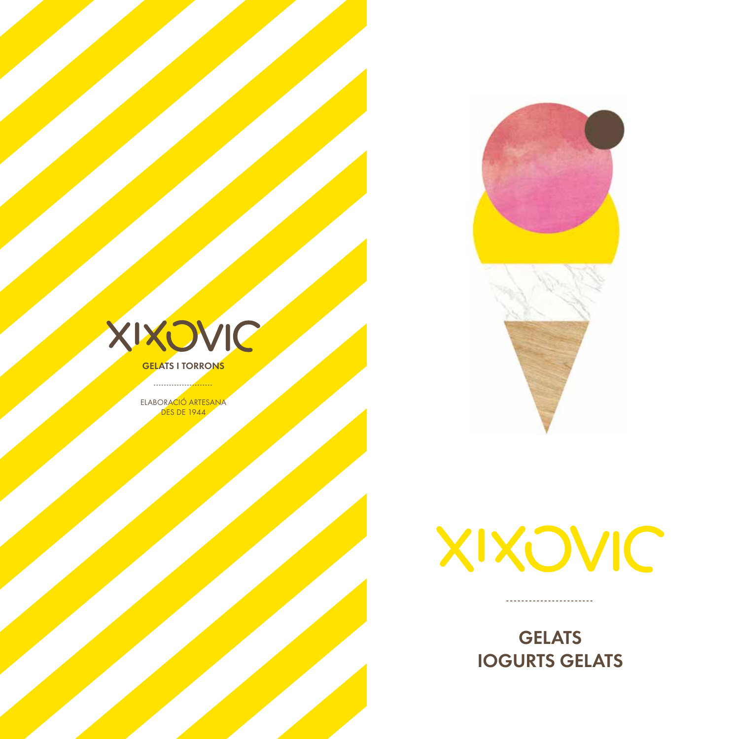# XIXOVIC

**GELATS I TORRONS**

ELABORACIÓ ARTESANA
DES DE 1944

# XIXOVIC

## GELATS
## IOGURTS GELATS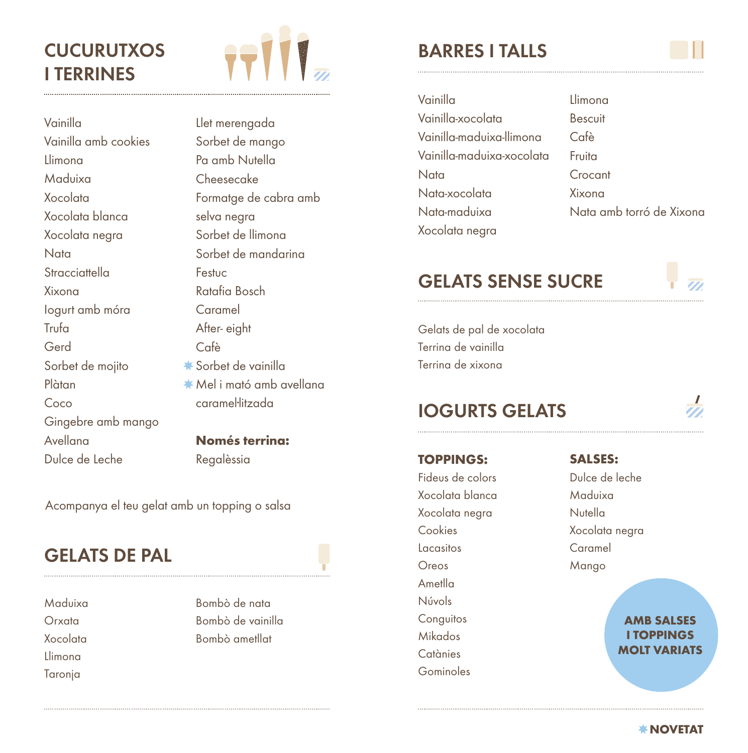## CUCURUTXOS I TERRINES

- Vainilla
- Vainilla amb cookies
- Llimona
- Maduixa
- Xocolata
- Xocolata blanca
- Xocolata negra
- Nata
- Stracciattella
- Xixona
- Iogurt amb móra
- Trufa
- Gerd
- Sorbet de mojito
- Plàtan
- Coco
- Gingebre amb mango
- Avellana
- Dulce de Leche
- Llet merengada
- Sorbet de mango
- Pa amb Nutella
- Cheesecake
- Formatge de cabra amb selva negra
- Sorbet de llimona
- Sorbet de mandarina
- Festuc
- Ratafia Bosch
- Caramel
- After- eight
- Cafè
- ✱ Sorbet de vainilla
- ✱ Mel i mató amb avellana caramel·litzada

**Només terrina:**

Regalèssia

Acompanya el teu gelat amb un topping o salsa

## GELATS DE PAL

- Maduixa
- Orxata
- Xocolata
- Llimona
- Taronja
- Bombò de nata
- Bombò de vainilla
- Bombò ametllat

## BARRES I TALLS

- Vainilla
- Vainilla-xocolata
- Vainilla-maduixa-llimona
- Vainilla-maduixa-xocolata
- Nata
- Nata-xocolata
- Nata-maduixa
- Xocolata negra
- Llimona
- Bescuit
- Cafè
- Fruita
- Crocant
- Xixona
- Nata amb torró de Xixona

## GELATS SENSE SUCRE

- Gelats de pal de xocolata
- Terrina de vainilla
- Terrina de xixona

## IOGURTS GELATS

**TOPPINGS:**

- Fideus de colors
- Xocolata blanca
- Xocolata negra
- Cookies
- Lacasitos
- Oreos
- Ametlla
- Núvols
- Conguitos
- Mikados
- Catànies
- Gominoles

**SALSES:**

- Dulce de leche
- Maduixa
- Nutella
- Xocolata negra
- Caramel
- Mango

**AMB SALSES I TOPPINGS MOLT VARIATS**

✱ **NOVETAT**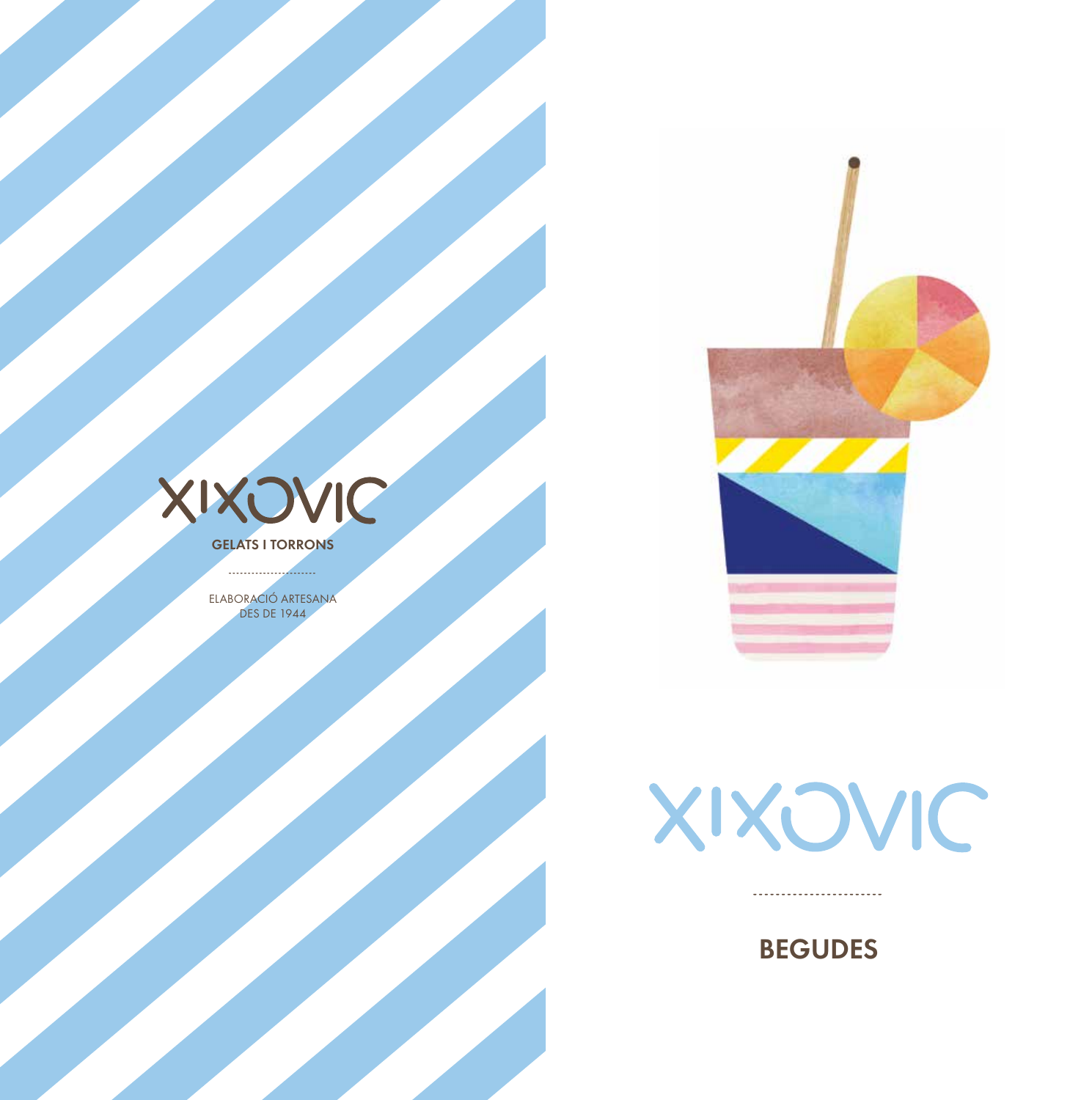XIXOVIC

**GELATS I TORRONS**

ELABORACIÓ ARTESANA
DES DE 1944

XIXOVIC

# BEGUDES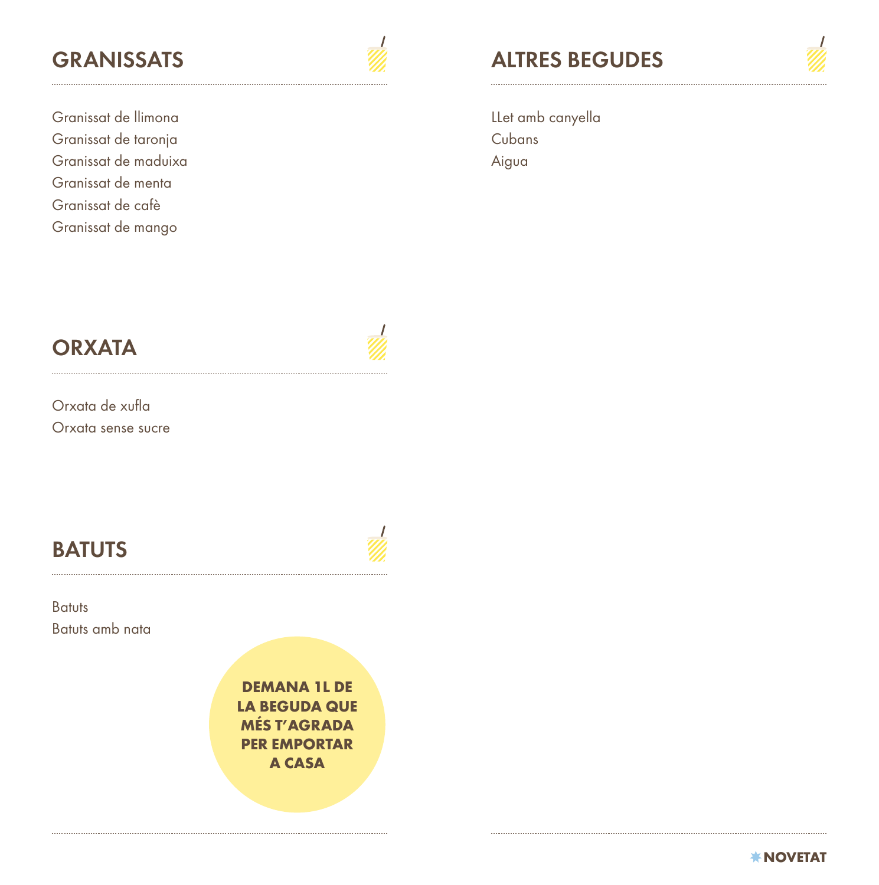## GRANISSATS

Granissat de llimona
Granissat de taronja
Granissat de maduixa
Granissat de menta
Granissat de cafè
Granissat de mango

## ORXATA

Orxata de xufla
Orxata sense sucre

## BATUTS

Batuts
Batuts amb nata

**DEMANA 1L DE LA BEGUDA QUE MÉS T'AGRADA PER EMPORTAR A CASA**

## ALTRES BEGUDES

LLet amb canyella
Cubans
Aigua

**NOVETAT**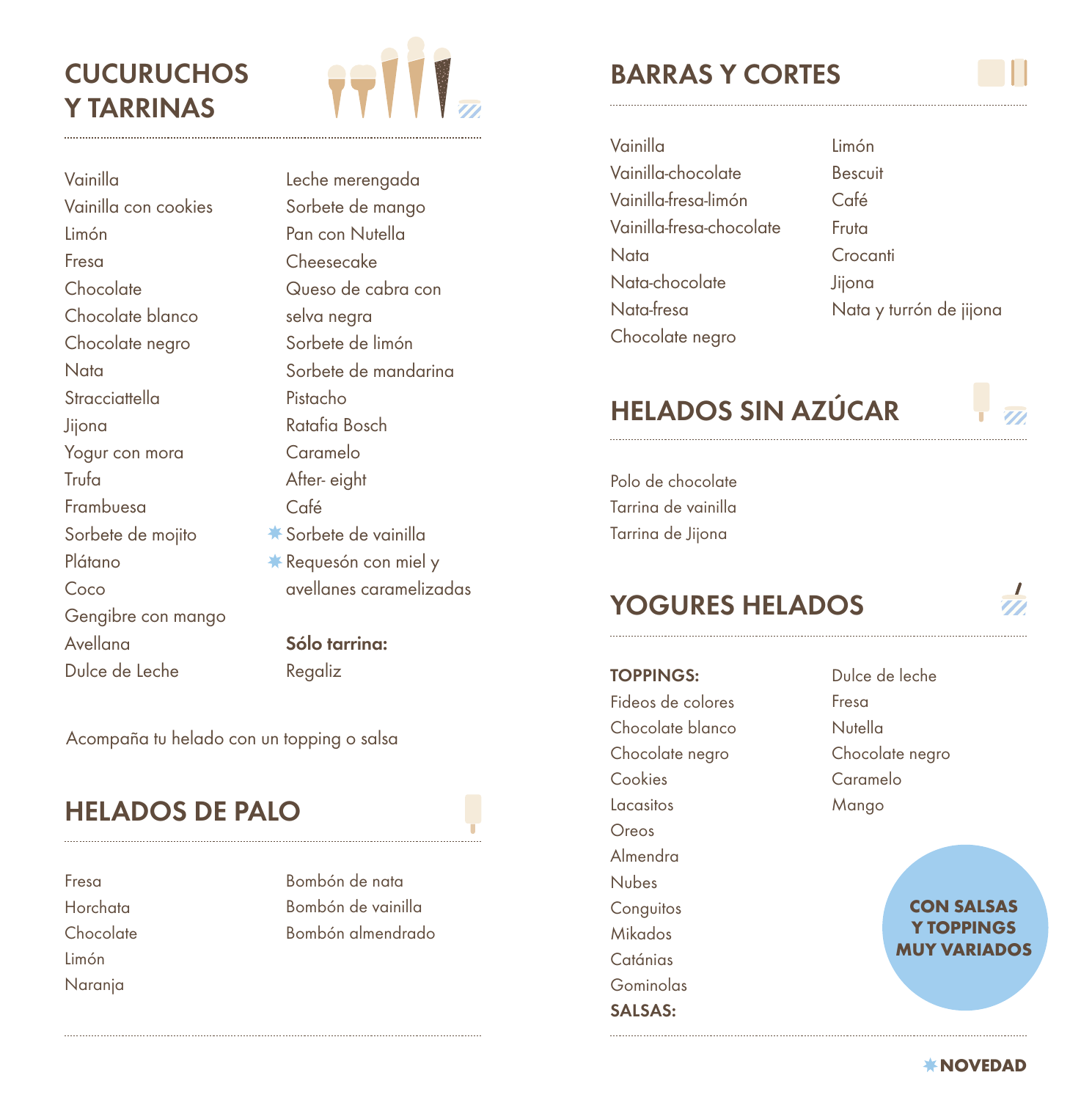## CUCURUCHOS Y TARRINAS

- Vainilla
- Vainilla con cookies
- Limón
- Fresa
- Chocolate
- Chocolate blanco
- Chocolate negro
- Nata
- Stracciattella
- Jijona
- Yogur con mora
- Trufa
- Frambuesa
- Sorbete de mojito
- Plátano
- Coco
- Gengibre con mango
- Avellana
- Dulce de Leche
- Leche merengada
- Sorbete de mango
- Pan con Nutella
- Cheesecake
- Queso de cabra con selva negra
- Sorbete de limón
- Sorbete de mandarina
- Pistacho
- Ratafia Bosch
- Caramelo
- After- eight
- Café
- ✱ Sorbete de vainilla
- ✱ Requesón con miel y avellanes caramelizadas

**Sólo tarrina:**

- Regaliz

Acompaña tu helado con un topping o salsa

## HELADOS DE PALO

- Fresa
- Horchata
- Chocolate
- Limón
- Naranja
- Bombón de nata
- Bombón de vainilla
- Bombón almendrado

## BARRAS Y CORTES

- Vainilla
- Vainilla-chocolate
- Vainilla-fresa-limón
- Vainilla-fresa-chocolate
- Nata
- Nata-chocolate
- Nata-fresa
- Chocolate negro
- Limón
- Bescuit
- Café
- Fruta
- Crocanti
- Jijona
- Nata y turrón de jijona

## HELADOS SIN AZÚCAR

- Polo de chocolate
- Tarrina de vainilla
- Tarrina de Jijona

## YOGURES HELADOS

**TOPPINGS:**

- Fideos de colores
- Chocolate blanco
- Chocolate negro
- Cookies
- Lacasitos
- Oreos
- Almendra
- Nubes
- Conguitos
- Mikados
- Catánias
- Gominolas

**SALSAS:**

- Dulce de leche
- Fresa
- Nutella
- Chocolate negro
- Caramelo
- Mango

**CON SALSAS Y TOPPINGS MUY VARIADOS**

✱ **NOVEDAD**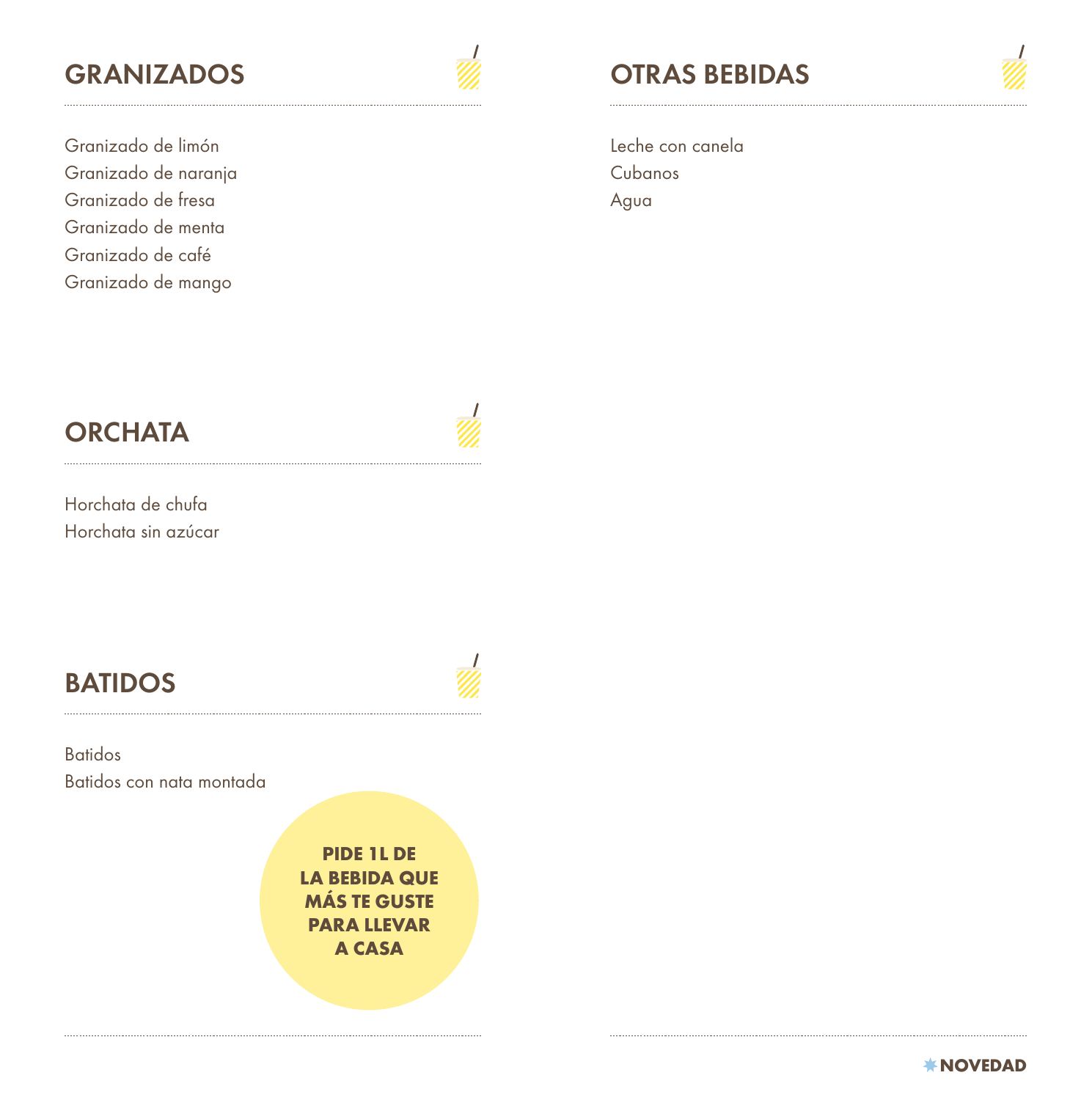## GRANIZADOS

Granizado de limón
Granizado de naranja
Granizado de fresa
Granizado de menta
Granizado de café
Granizado de mango

## ORCHATA

Horchata de chufa
Horchata sin azúcar

## BATIDOS

Batidos
Batidos con nata montada

**PIDE 1L DE LA BEBIDA QUE MÁS TE GUSTE PARA LLEVAR A CASA**

## OTRAS BEBIDAS

Leche con canela
Cubanos
Agua

✱**NOVEDAD**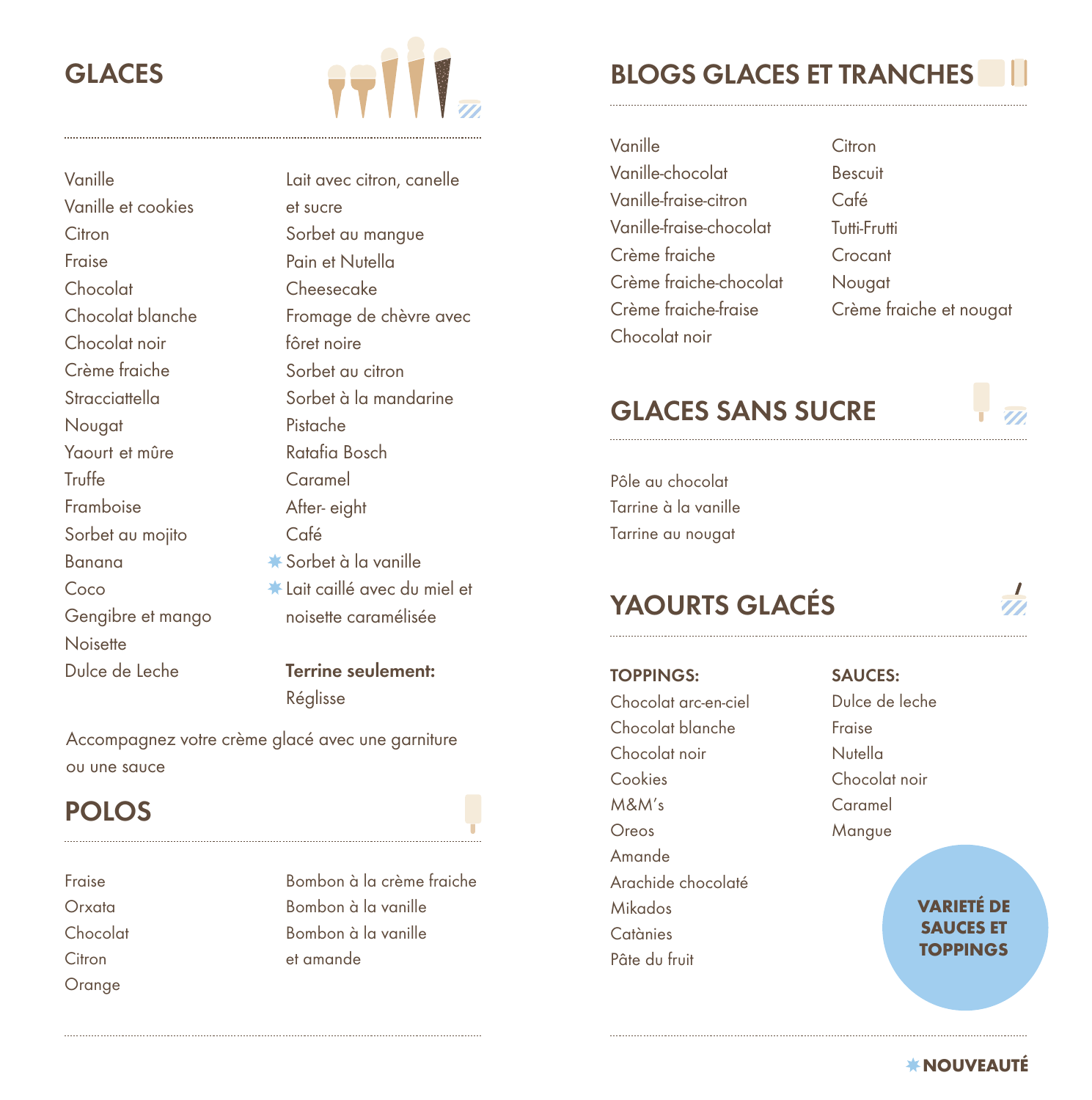## GLACES

- Vanille
- Vanille et cookies
- Citron
- Fraise
- Chocolat
- Chocolat blanche
- Chocolat noir
- Crème fraiche
- Stracciattella
- Nougat
- Yaourt et mûre
- Truffe
- Framboise
- Sorbet au mojito
- Banana
- Coco
- Gengibre et mango
- Noisette
- Dulce de Leche
- Lait avec citron, canelle et sucre
- Sorbet au mangue
- Pain et Nutella
- Cheesecake
- Fromage de chèvre avec fôret noire
- Sorbet au citron
- Sorbet à la mandarine
- Pistache
- Ratafia Bosch
- Caramel
- After- eight
- Café
- ✱ Sorbet à la vanille
- ✱ Lait caillé avec du miel et noisette caramélisée

**Terrine seulement:**
Réglisse

Accompagnez votre crème glacé avec une garniture ou une sauce

## POLOS

- Fraise
- Orxata
- Chocolat
- Citron
- Orange
- Bombon à la crème fraiche
- Bombon à la vanille
- Bombon à la vanille et amande

## BLOGS GLACES ET TRANCHES

- Vanille
- Vanille-chocolat
- Vanille-fraise-citron
- Vanille-fraise-chocolat
- Crème fraiche
- Crème fraiche-chocolat
- Crème fraiche-fraise
- Chocolat noir
- Citron
- Bescuit
- Café
- Tutti-Frutti
- Crocant
- Nougat
- Crème fraiche et nougat

## GLACES SANS SUCRE

- Pôle au chocolat
- Tarrine à la vanille
- Tarrine au nougat

## YAOURTS GLACÉS

**TOPPINGS:**
- Chocolat arc-en-ciel
- Chocolat blanche
- Chocolat noir
- Cookies
- M&M's
- Oreos
- Amande
- Arachide chocolaté
- Mikados
- Catànies
- Pâte du fruit

**SAUCES:**
- Dulce de leche
- Fraise
- Nutella
- Chocolat noir
- Caramel
- Mangue

**VARIETÉ DE SAUCES ET TOPPINGS**

✱ **NOUVEAUTÉ**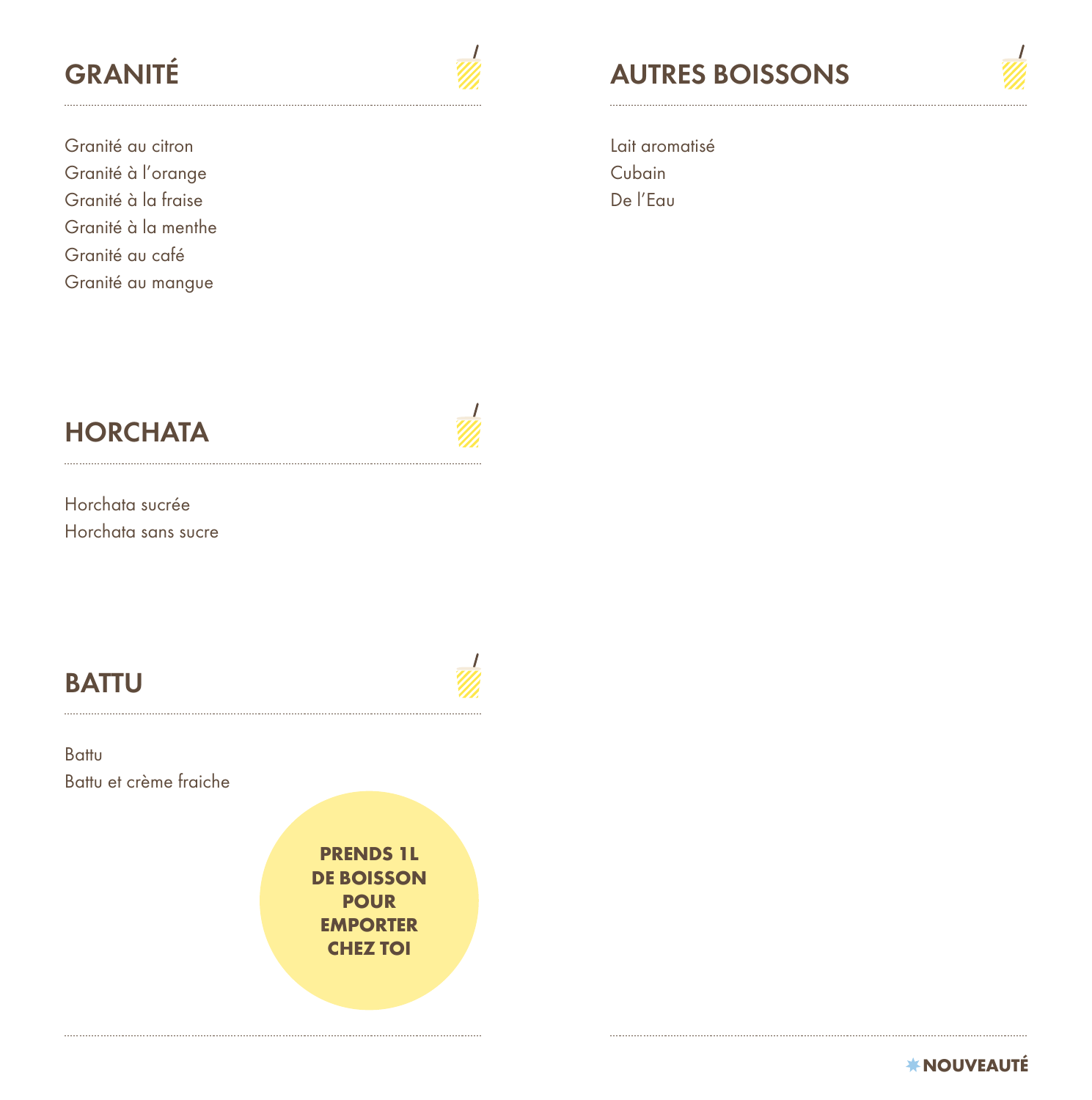## GRANITÉ

Granité au citron
Granité à l'orange
Granité à la fraise
Granité à la menthe
Granité au café
Granité au mangue

## HORCHATA

Horchata sucrée
Horchata sans sucre

## BATTU

Battu
Battu et crème fraiche

**PRENDS 1L DE BOISSON POUR EMPORTER CHEZ TOI**

## AUTRES BOISSONS

Lait aromatisé
Cubain
De l'Eau

*NOUVEAUTÉ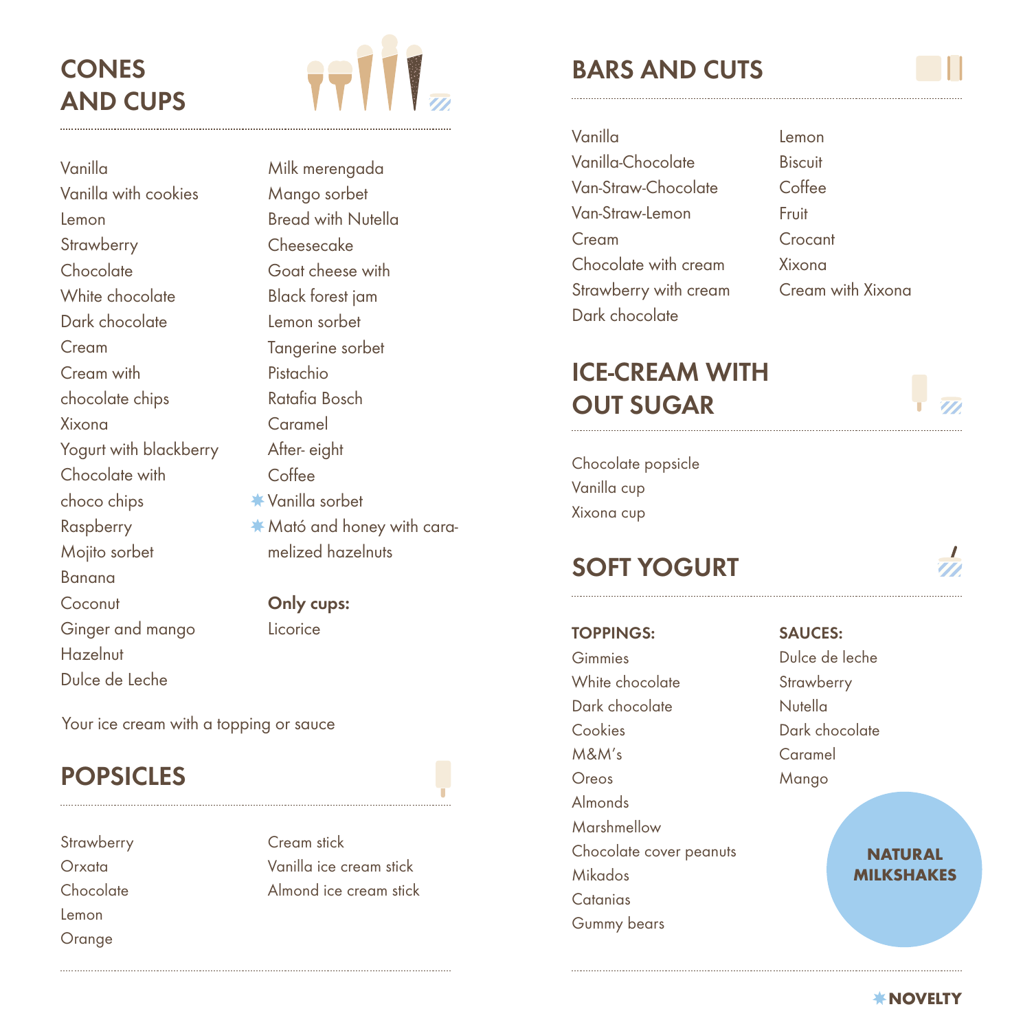## CONES AND CUPS

Vanilla
Vanilla with cookies
Lemon
Strawberry
Chocolate
White chocolate
Dark chocolate
Cream
Cream with chocolate chips
Xixona
Yogurt with blackberry
Chocolate with choco chips
Raspberry
Mojito sorbet
Banana
Coconut
Ginger and mango
Hazelnut
Dulce de Leche
Milk merengada
Mango sorbet
Bread with Nutella
Cheesecake
Goat cheese with
Black forest jam
Lemon sorbet
Tangerine sorbet
Pistachio
Ratafia Bosch
Caramel
After- eight
Coffee
✱ Vanilla sorbet
✱ Mató and honey with caramelized hazelnuts

**Only cups:**
Licorice

Your ice cream with a topping or sauce

## POPSICLES

Strawberry
Orxata
Chocolate
Lemon
Orange
Cream stick
Vanilla ice cream stick
Almond ice cream stick

## BARS AND CUTS

Vanilla
Vanilla-Chocolate
Van-Straw-Chocolate
Van-Straw-Lemon
Cream
Chocolate with cream
Strawberry with cream
Dark chocolate
Lemon
Biscuit
Coffee
Fruit
Crocant
Xixona
Cream with Xixona

## ICE-CREAM WITH OUT SUGAR

Chocolate popsicle
Vanilla cup
Xixona cup

## SOFT YOGURT

**TOPPINGS:**
Gimmies
White chocolate
Dark chocolate
Cookies
M&M's
Oreos
Almonds
Marshmellow
Chocolate cover peanuts
Mikados
Catanias
Gummy bears

**SAUCES:**
Dulce de leche
Strawberry
Nutella
Dark chocolate
Caramel
Mango

**NATURAL MILKSHAKES**

✱ **NOVELTY**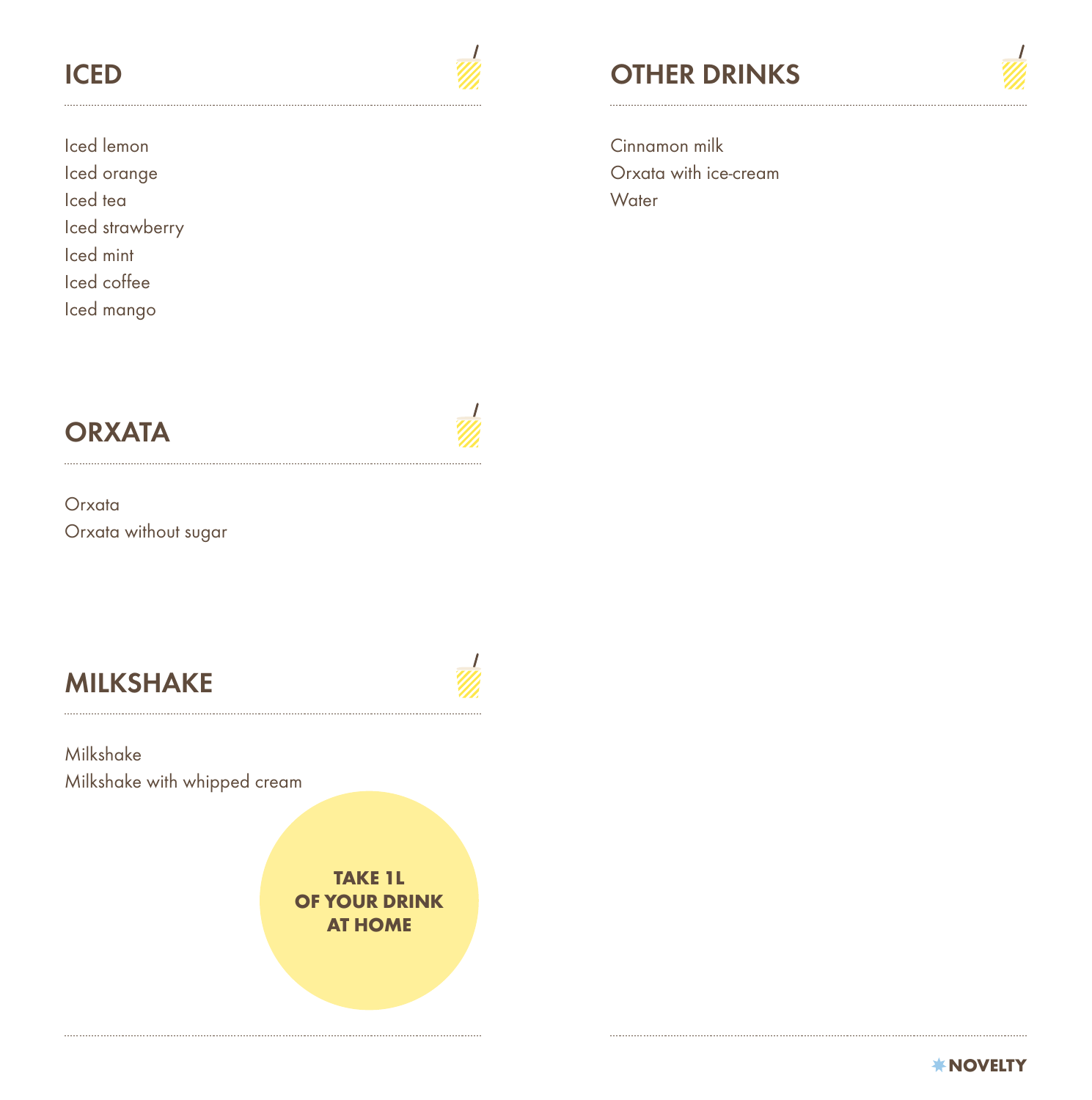## ICED

Iced lemon
Iced orange
Iced tea
Iced strawberry
Iced mint
Iced coffee
Iced mango

## ORXATA

Orxata
Orxata without sugar

## MILKSHAKE

Milkshake
Milkshake with whipped cream

**TAKE 1L OF YOUR DRINK AT HOME**

## OTHER DRINKS

Cinnamon milk
Orxata with ice-cream
Water

**NOVELTY**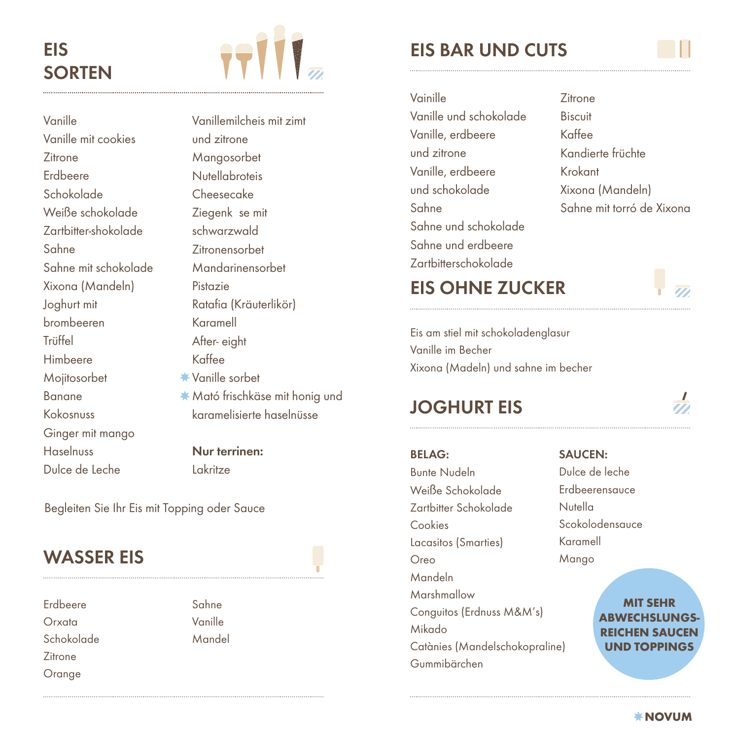# EIS SORTEN

Vanille
Vanille mit cookies
Zitrone
Erdbeere
Schokolade
Weiße schokolade
Zartbitter-shokolade
Sahne
Sahne mit schokolade
Xixona (Mandeln)
Joghurt mit brombeeren
Trüffel
Himbeere
Mojitosorbet
Banane
Kokosnuss
Ginger mit mango
Haselnuss
Dulce de Leche

Vanillemilcheis mit zimt und zitrone
Mangosorbet
Nutellabroteis
Cheesecake
Ziegenk se mit schwarzwald
Zitronensorbet
Mandarinensorbet
Pistazie
Ratafia (Kräuterlikör)
Karamell
After- eight
Kaffee
* Vanille sorbet
* Mató frischkäse mit honig und karamelisierte haselnüsse

**Nur terrinen:**
Lakritze

Begleiten Sie Ihr Eis mit Topping oder Sauce

# WASSER EIS

Erdbeere
Orxata
Schokolade
Zitrone
Orange
Sahne
Vanille
Mandel

# EIS BAR UND CUTS

Vainille
Vanille und schokolade
Vanille, erdbeere und zitrone
Vanille, erdbeere und schokolade
Sahne
Sahne und schokolade
Sahne und erdbeere
Zartbitterschokolade
Zitrone
Biscuit
Kaffee
Kandierte früchte
Krokant
Xixona (Mandeln)
Sahne mit torró de Xixona

# EIS OHNE ZUCKER

Eis am stiel mit schokoladenglasur
Vanille im Becher
Xixona (Madeln) und sahne im becher

# JOGHURT EIS

**BELAG:**
Bunte Nudeln
Weiße Schokolade
Zartbitter Schokolade
Cookies
Lacasitos (Smarties)
Oreo
Mandeln
Marshmallow
Conguitos (Erdnuss M&M's)
Mikado
Catànies (Mandelschokopraline)
Gummibärchen

**SAUCEN:**
Dulce de leche
Erdbeerensauce
Nutella
Scokolodensauce
Karamell
Mango

**MIT SEHR ABWECHSLUNGSREICHEN SAUCEN UND TOPPINGS**

NOVUM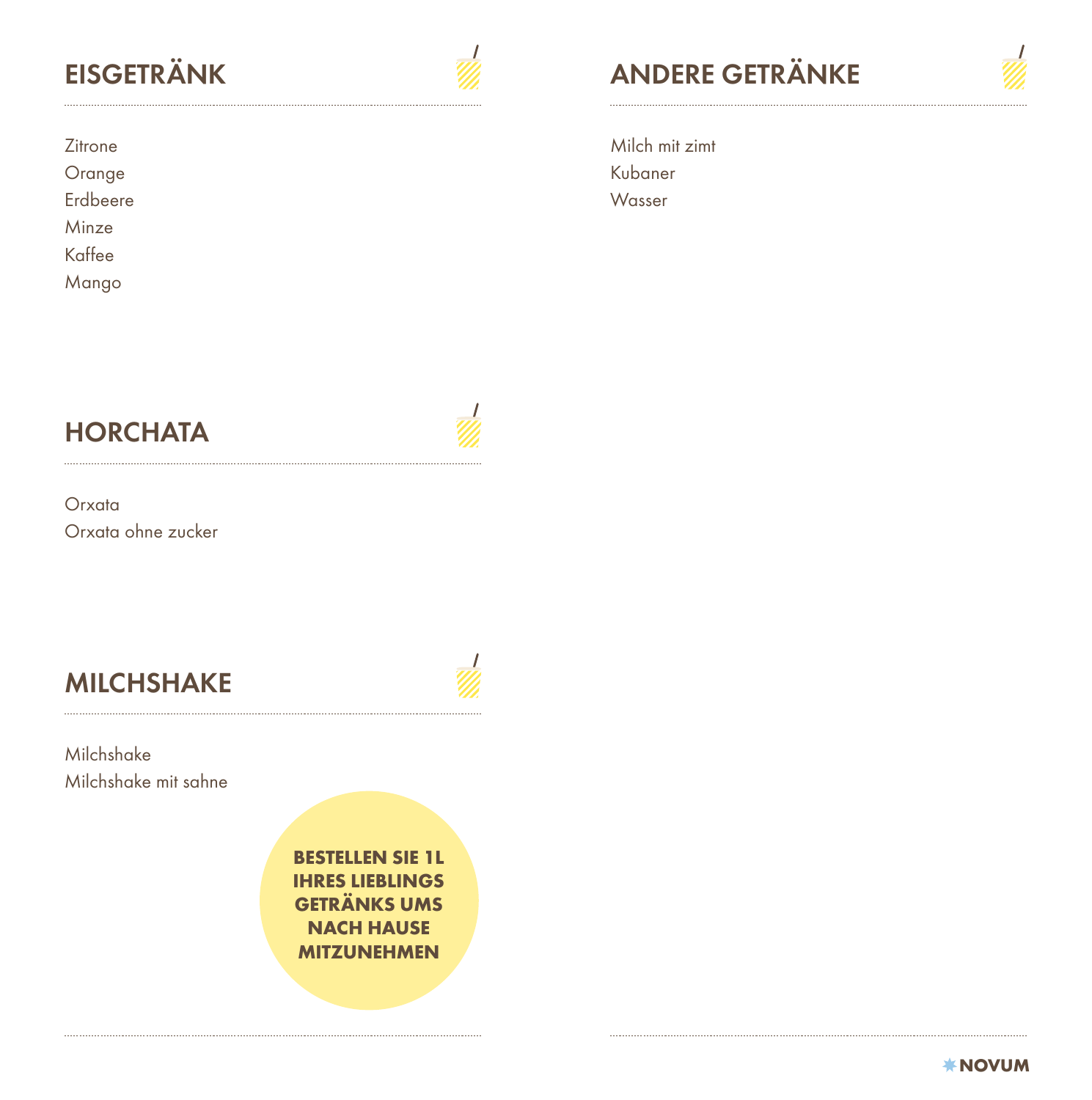## EISGETRÄNK

Zitrone
Orange
Erdbeere
Minze
Kaffee
Mango

## HORCHATA

Orxata
Orxata ohne zucker

## MILCHSHAKE

Milchshake
Milchshake mit sahne

**BESTELLEN SIE 1L IHRES LIEBLINGS GETRÄNKS UMS NACH HAUSE MITZUNEHMEN**

## ANDERE GETRÄNKE

Milch mit zimt
Kubaner
Wasser

**NOVUM**